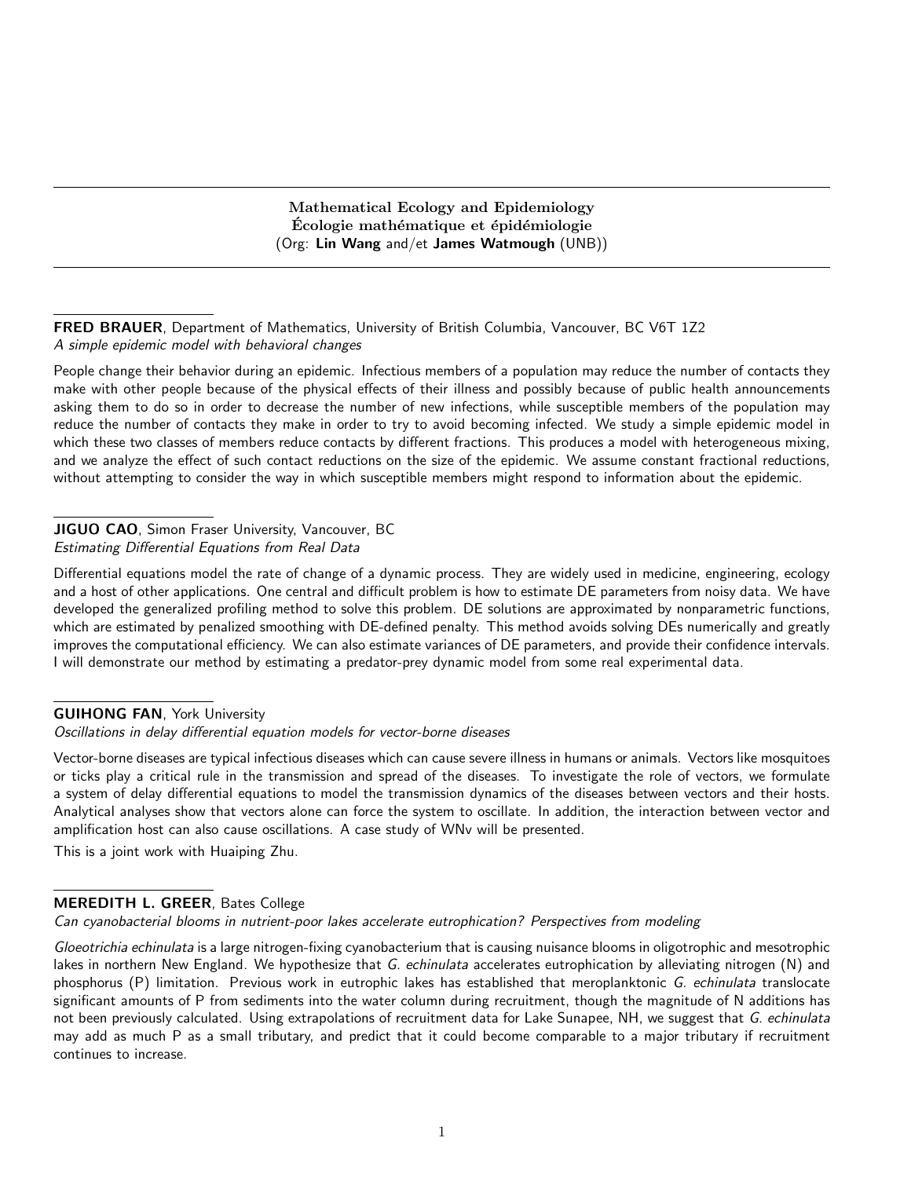# Mathematical Ecology and Epidemiology
# Écologie mathématique et épidémiologie

(Org: **Lin Wang** and/et **James Watmough** (UNB))

---

**FRED BRAUER**, Department of Mathematics, University of British Columbia, Vancouver, BC V6T 1Z2
*A simple epidemic model with behavioral changes*

People change their behavior during an epidemic. Infectious members of a population may reduce the number of contacts they make with other people because of the physical effects of their illness and possibly because of public health announcements asking them to do so in order to decrease the number of new infections, while susceptible members of the population may reduce the number of contacts they make in order to try to avoid becoming infected. We study a simple epidemic model in which these two classes of members reduce contacts by different fractions. This produces a model with heterogeneous mixing, and we analyze the effect of such contact reductions on the size of the epidemic. We assume constant fractional reductions, without attempting to consider the way in which susceptible members might respond to information about the epidemic.

---

**JIGUO CAO**, Simon Fraser University, Vancouver, BC
*Estimating Differential Equations from Real Data*

Differential equations model the rate of change of a dynamic process. They are widely used in medicine, engineering, ecology and a host of other applications. One central and difficult problem is how to estimate DE parameters from noisy data. We have developed the generalized profiling method to solve this problem. DE solutions are approximated by nonparametric functions, which are estimated by penalized smoothing with DE-defined penalty. This method avoids solving DEs numerically and greatly improves the computational efficiency. We can also estimate variances of DE parameters, and provide their confidence intervals. I will demonstrate our method by estimating a predator-prey dynamic model from some real experimental data.

---

**GUIHONG FAN**, York University
*Oscillations in delay differential equation models for vector-borne diseases*

Vector-borne diseases are typical infectious diseases which can cause severe illness in humans or animals. Vectors like mosquitoes or ticks play a critical rule in the transmission and spread of the diseases. To investigate the role of vectors, we formulate a system of delay differential equations to model the transmission dynamics of the diseases between vectors and their hosts. Analytical analyses show that vectors alone can force the system to oscillate. In addition, the interaction between vector and amplification host can also cause oscillations. A case study of WNv will be presented.

This is a joint work with Huaiping Zhu.

---

**MEREDITH L. GREER**, Bates College
*Can cyanobacterial blooms in nutrient-poor lakes accelerate eutrophication? Perspectives from modeling*

*Gloeotrichia echinulata* is a large nitrogen-fixing cyanobacterium that is causing nuisance blooms in oligotrophic and mesotrophic lakes in northern New England. We hypothesize that *G. echinulata* accelerates eutrophication by alleviating nitrogen (N) and phosphorus (P) limitation. Previous work in eutrophic lakes has established that meroplanktonic *G. echinulata* translocate significant amounts of P from sediments into the water column during recruitment, though the magnitude of N additions has not been previously calculated. Using extrapolations of recruitment data for Lake Sunapee, NH, we suggest that *G. echinulata* may add as much P as a small tributary, and predict that it could become comparable to a major tributary if recruitment continues to increase.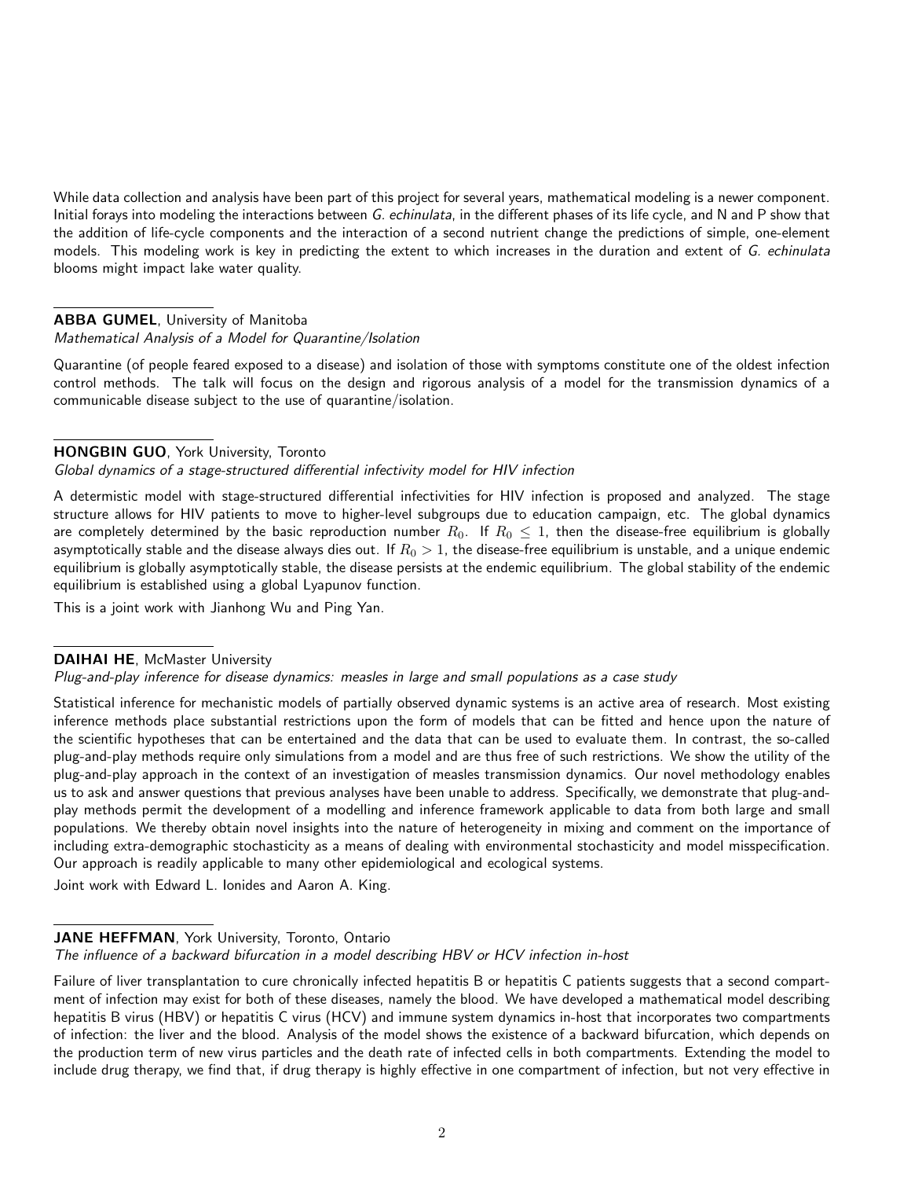While data collection and analysis have been part of this project for several years, mathematical modeling is a newer component. Initial forays into modeling the interactions between *G. echinulata*, in the different phases of its life cycle, and N and P show that the addition of life-cycle components and the interaction of a second nutrient change the predictions of simple, one-element models. This modeling work is key in predicting the extent to which increases in the duration and extent of *G. echinulata* blooms might impact lake water quality.

---

**ABBA GUMEL**, University of Manitoba
*Mathematical Analysis of a Model for Quarantine/Isolation*

Quarantine (of people feared exposed to a disease) and isolation of those with symptoms constitute one of the oldest infection control methods. The talk will focus on the design and rigorous analysis of a model for the transmission dynamics of a communicable disease subject to the use of quarantine/isolation.

---

**HONGBIN GUO**, York University, Toronto
*Global dynamics of a stage-structured differential infectivity model for HIV infection*

A determistic model with stage-structured differential infectivities for HIV infection is proposed and analyzed. The stage structure allows for HIV patients to move to higher-level subgroups due to education campaign, etc. The global dynamics are completely determined by the basic reproduction number $R_0$. If $R_0 \leq 1$, then the disease-free equilibrium is globally asymptotically stable and the disease always dies out. If $R_0 > 1$, the disease-free equilibrium is unstable, and a unique endemic equilibrium is globally asymptotically stable, the disease persists at the endemic equilibrium. The global stability of the endemic equilibrium is established using a global Lyapunov function.

This is a joint work with Jianhong Wu and Ping Yan.

---

**DAIHAI HE**, McMaster University
*Plug-and-play inference for disease dynamics: measles in large and small populations as a case study*

Statistical inference for mechanistic models of partially observed dynamic systems is an active area of research. Most existing inference methods place substantial restrictions upon the form of models that can be fitted and hence upon the nature of the scientific hypotheses that can be entertained and the data that can be used to evaluate them. In contrast, the so-called plug-and-play methods require only simulations from a model and are thus free of such restrictions. We show the utility of the plug-and-play approach in the context of an investigation of measles transmission dynamics. Our novel methodology enables us to ask and answer questions that previous analyses have been unable to address. Specifically, we demonstrate that plug-and-play methods permit the development of a modelling and inference framework applicable to data from both large and small populations. We thereby obtain novel insights into the nature of heterogeneity in mixing and comment on the importance of including extra-demographic stochasticity as a means of dealing with environmental stochasticity and model misspecification. Our approach is readily applicable to many other epidemiological and ecological systems.

Joint work with Edward L. Ionides and Aaron A. King.

---

**JANE HEFFMAN**, York University, Toronto, Ontario
*The influence of a backward bifurcation in a model describing HBV or HCV infection in-host*

Failure of liver transplantation to cure chronically infected hepatitis B or hepatitis C patients suggests that a second compartment of infection may exist for both of these diseases, namely the blood. We have developed a mathematical model describing hepatitis B virus (HBV) or hepatitis C virus (HCV) and immune system dynamics in-host that incorporates two compartments of infection: the liver and the blood. Analysis of the model shows the existence of a backward bifurcation, which depends on the production term of new virus particles and the death rate of infected cells in both compartments. Extending the model to include drug therapy, we find that, if drug therapy is highly effective in one compartment of infection, but not very effective in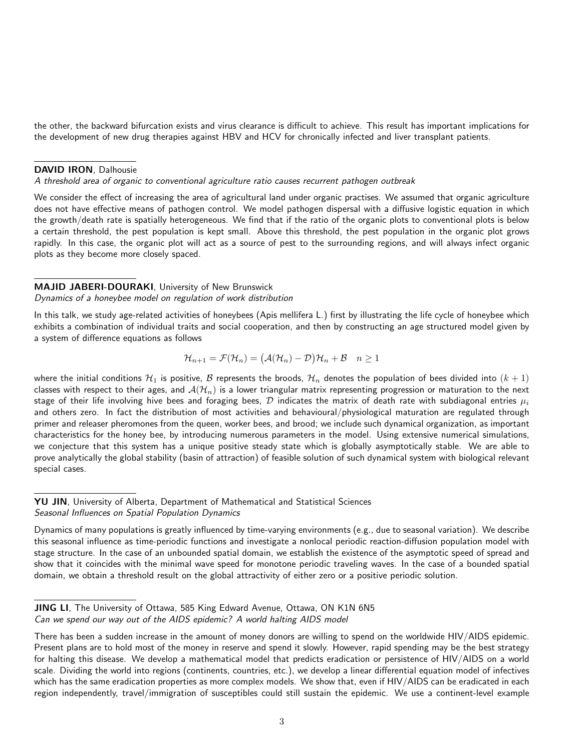the other, the backward bifurcation exists and virus clearance is difficult to achieve. This result has important implications for the development of new drug therapies against HBV and HCV for chronically infected and liver transplant patients.

**DAVID IRON**, Dalhousie
*A threshold area of organic to conventional agriculture ratio causes recurrent pathogen outbreak*

We consider the effect of increasing the area of agricultural land under organic practises. We assumed that organic agriculture does not have effective means of pathogen control. We model pathogen dispersal with a diffusive logistic equation in which the growth/death rate is spatially heterogeneous. We find that if the ratio of the organic plots to conventional plots is below a certain threshold, the pest population is kept small. Above this threshold, the pest population in the organic plot grows rapidly. In this case, the organic plot will act as a source of pest to the surrounding regions, and will always infect organic plots as they become more closely spaced.

**MAJID JABERI-DOURAKI**, University of New Brunswick
*Dynamics of a honeybee model on regulation of work distribution*

In this talk, we study age-related activities of honeybees (Apis mellifera L.) first by illustrating the life cycle of honeybee which exhibits a combination of individual traits and social cooperation, and then by constructing an age structured model given by a system of difference equations as follows

$$\mathcal{H}_{n+1} = \mathcal{F}(\mathcal{H}_n) = \big(\mathcal{A}(\mathcal{H}_n) - \mathcal{D}\big)\mathcal{H}_n + \mathcal{B} \quad n \geq 1$$

where the initial conditions $\mathcal{H}_1$ is positive, $\mathcal{B}$ represents the broods, $\mathcal{H}_n$ denotes the population of bees divided into $(k+1)$ classes with respect to their ages, and $\mathcal{A}(\mathcal{H}_n)$ is a lower triangular matrix representing progression or maturation to the next stage of their life involving hive bees and foraging bees, $\mathcal{D}$ indicates the matrix of death rate with subdiagonal entries $\mu_i$ and others zero. In fact the distribution of most activities and behavioural/physiological maturation are regulated through primer and releaser pheromones from the queen, worker bees, and brood; we include such dynamical organization, as important characteristics for the honey bee, by introducing numerous parameters in the model. Using extensive numerical simulations, we conjecture that this system has a unique positive steady state which is globally asymptotically stable. We are able to prove analytically the global stability (basin of attraction) of feasible solution of such dynamical system with biological relevant special cases.

**YU JIN**, University of Alberta, Department of Mathematical and Statistical Sciences
*Seasonal Influences on Spatial Population Dynamics*

Dynamics of many populations is greatly influenced by time-varying environments (e.g., due to seasonal variation). We describe this seasonal influence as time-periodic functions and investigate a nonlocal periodic reaction-diffusion population model with stage structure. In the case of an unbounded spatial domain, we establish the existence of the asymptotic speed of spread and show that it coincides with the minimal wave speed for monotone periodic traveling waves. In the case of a bounded spatial domain, we obtain a threshold result on the global attractivity of either zero or a positive periodic solution.

**JING LI**, The University of Ottawa, 585 King Edward Avenue, Ottawa, ON K1N 6N5
*Can we spend our way out of the AIDS epidemic? A world halting AIDS model*

There has been a sudden increase in the amount of money donors are willing to spend on the worldwide HIV/AIDS epidemic. Present plans are to hold most of the money in reserve and spend it slowly. However, rapid spending may be the best strategy for halting this disease. We develop a mathematical model that predicts eradication or persistence of HIV/AIDS on a world scale. Dividing the world into regions (continents, countries, etc.), we develop a linear differential equation model of infectives which has the same eradication properties as more complex models. We show that, even if HIV/AIDS can be eradicated in each region independently, travel/immigration of susceptibles could still sustain the epidemic. We use a continent-level example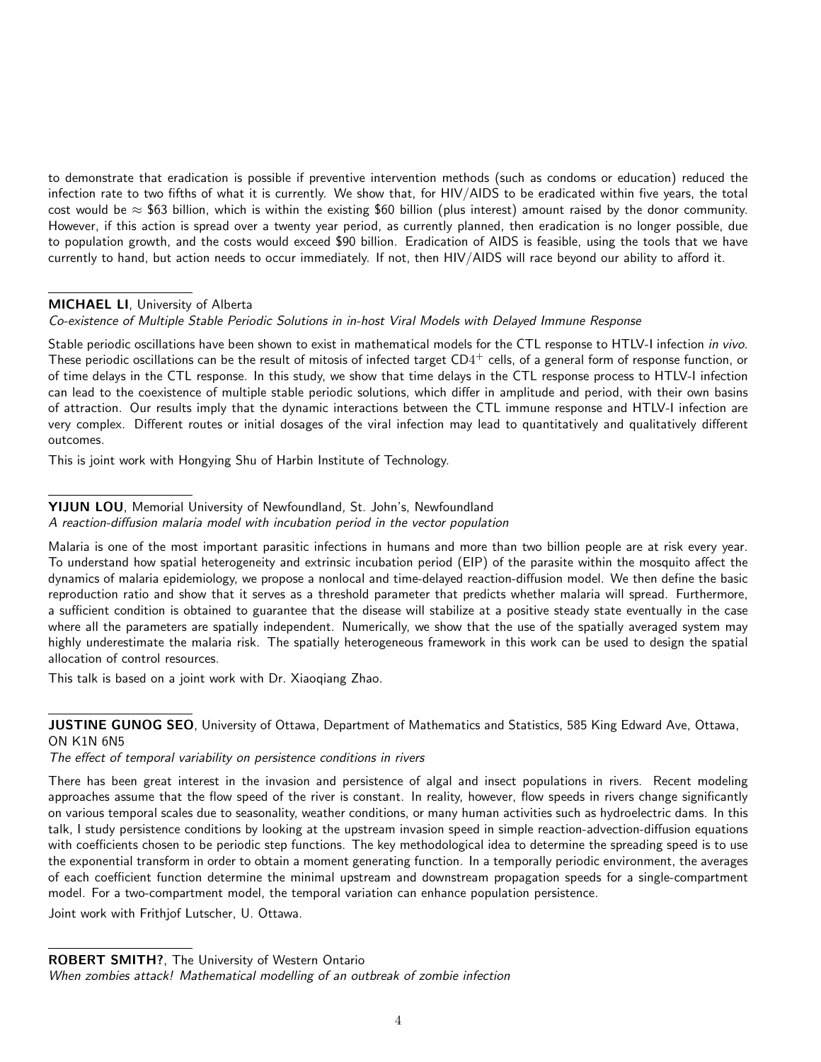to demonstrate that eradication is possible if preventive intervention methods (such as condoms or education) reduced the infection rate to two fifths of what it is currently. We show that, for HIV/AIDS to be eradicated within five years, the total cost would be $\approx$ \$63 billion, which is within the existing \$60 billion (plus interest) amount raised by the donor community. However, if this action is spread over a twenty year period, as currently planned, then eradication is no longer possible, due to population growth, and the costs would exceed \$90 billion. Eradication of AIDS is feasible, using the tools that we have currently to hand, but action needs to occur immediately. If not, then HIV/AIDS will race beyond our ability to afford it.

---

**MICHAEL LI**, University of Alberta
*Co-existence of Multiple Stable Periodic Solutions in in-host Viral Models with Delayed Immune Response*

Stable periodic oscillations have been shown to exist in mathematical models for the CTL response to HTLV-I infection *in vivo*. These periodic oscillations can be the result of mitosis of infected target $CD4^+$ cells, of a general form of response function, or of time delays in the CTL response. In this study, we show that time delays in the CTL response process to HTLV-I infection can lead to the coexistence of multiple stable periodic solutions, which differ in amplitude and period, with their own basins of attraction. Our results imply that the dynamic interactions between the CTL immune response and HTLV-I infection are very complex. Different routes or initial dosages of the viral infection may lead to quantitatively and qualitatively different outcomes.

This is joint work with Hongying Shu of Harbin Institute of Technology.

---

**YIJUN LOU**, Memorial University of Newfoundland, St. John's, Newfoundland
*A reaction-diffusion malaria model with incubation period in the vector population*

Malaria is one of the most important parasitic infections in humans and more than two billion people are at risk every year. To understand how spatial heterogeneity and extrinsic incubation period (EIP) of the parasite within the mosquito affect the dynamics of malaria epidemiology, we propose a nonlocal and time-delayed reaction-diffusion model. We then define the basic reproduction ratio and show that it serves as a threshold parameter that predicts whether malaria will spread. Furthermore, a sufficient condition is obtained to guarantee that the disease will stabilize at a positive steady state eventually in the case where all the parameters are spatially independent. Numerically, we show that the use of the spatially averaged system may highly underestimate the malaria risk. The spatially heterogeneous framework in this work can be used to design the spatial allocation of control resources.

This talk is based on a joint work with Dr. Xiaoqiang Zhao.

---

**JUSTINE GUNOG SEO**, University of Ottawa, Department of Mathematics and Statistics, 585 King Edward Ave, Ottawa, ON K1N 6N5
*The effect of temporal variability on persistence conditions in rivers*

There has been great interest in the invasion and persistence of algal and insect populations in rivers. Recent modeling approaches assume that the flow speed of the river is constant. In reality, however, flow speeds in rivers change significantly on various temporal scales due to seasonality, weather conditions, or many human activities such as hydroelectric dams. In this talk, I study persistence conditions by looking at the upstream invasion speed in simple reaction-advection-diffusion equations with coefficients chosen to be periodic step functions. The key methodological idea to determine the spreading speed is to use the exponential transform in order to obtain a moment generating function. In a temporally periodic environment, the averages of each coefficient function determine the minimal upstream and downstream propagation speeds for a single-compartment model. For a two-compartment model, the temporal variation can enhance population persistence.

Joint work with Frithjof Lutscher, U. Ottawa.

---

**ROBERT SMITH?**, The University of Western Ontario
*When zombies attack! Mathematical modelling of an outbreak of zombie infection*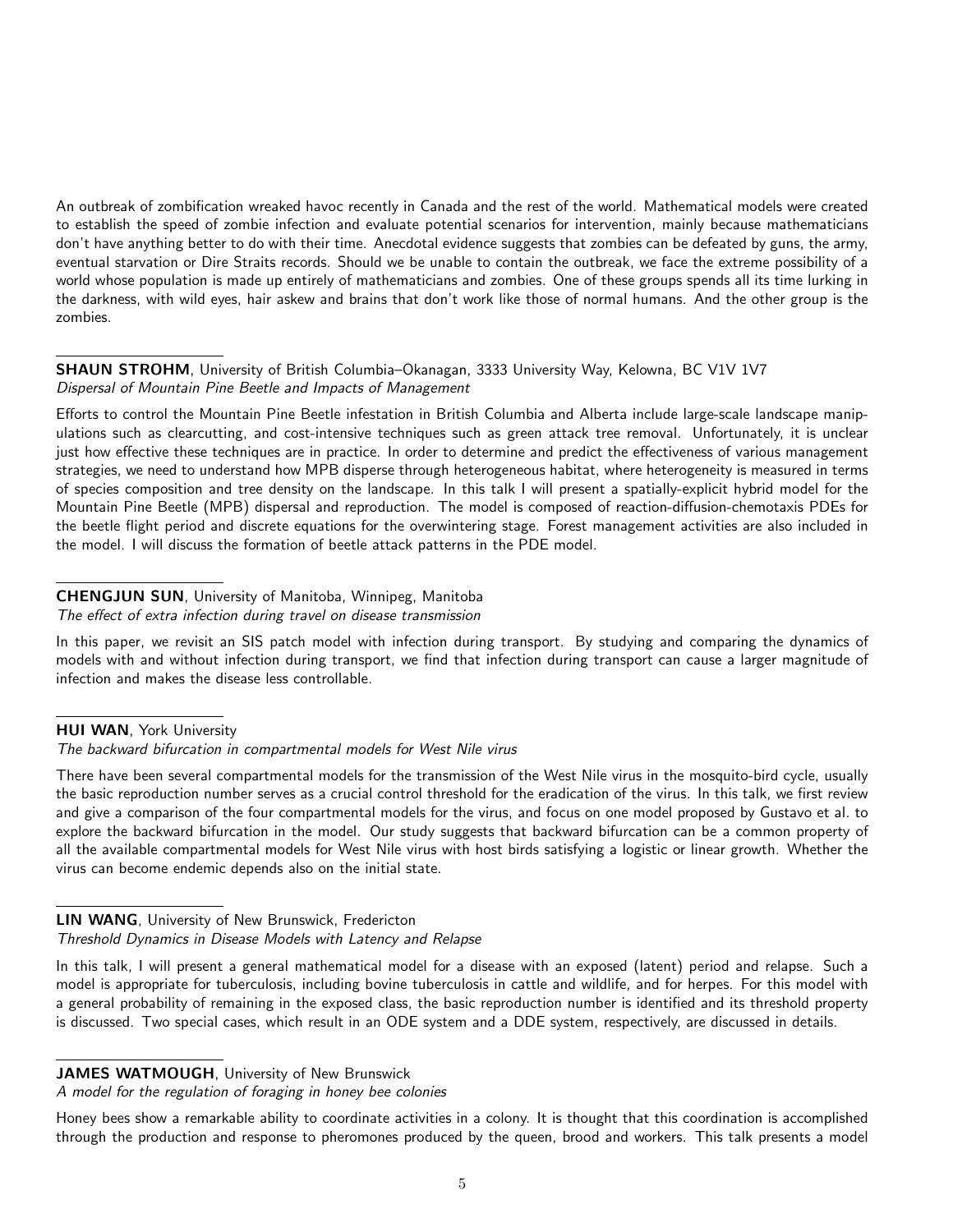An outbreak of zombification wreaked havoc recently in Canada and the rest of the world. Mathematical models were created to establish the speed of zombie infection and evaluate potential scenarios for intervention, mainly because mathematicians don't have anything better to do with their time. Anecdotal evidence suggests that zombies can be defeated by guns, the army, eventual starvation or Dire Straits records. Should we be unable to contain the outbreak, we face the extreme possibility of a world whose population is made up entirely of mathematicians and zombies. One of these groups spends all its time lurking in the darkness, with wild eyes, hair askew and brains that don't work like those of normal humans. And the other group is the zombies.

---

**SHAUN STROHM**, University of British Columbia–Okanagan, 3333 University Way, Kelowna, BC V1V 1V7
*Dispersal of Mountain Pine Beetle and Impacts of Management*

Efforts to control the Mountain Pine Beetle infestation in British Columbia and Alberta include large-scale landscape manipulations such as clearcutting, and cost-intensive techniques such as green attack tree removal. Unfortunately, it is unclear just how effective these techniques are in practice. In order to determine and predict the effectiveness of various management strategies, we need to understand how MPB disperse through heterogeneous habitat, where heterogeneity is measured in terms of species composition and tree density on the landscape. In this talk I will present a spatially-explicit hybrid model for the Mountain Pine Beetle (MPB) dispersal and reproduction. The model is composed of reaction-diffusion-chemotaxis PDEs for the beetle flight period and discrete equations for the overwintering stage. Forest management activities are also included in the model. I will discuss the formation of beetle attack patterns in the PDE model.

---

**CHENGJUN SUN**, University of Manitoba, Winnipeg, Manitoba
*The effect of extra infection during travel on disease transmission*

In this paper, we revisit an SIS patch model with infection during transport. By studying and comparing the dynamics of models with and without infection during transport, we find that infection during transport can cause a larger magnitude of infection and makes the disease less controllable.

---

**HUI WAN**, York University
*The backward bifurcation in compartmental models for West Nile virus*

There have been several compartmental models for the transmission of the West Nile virus in the mosquito-bird cycle, usually the basic reproduction number serves as a crucial control threshold for the eradication of the virus. In this talk, we first review and give a comparison of the four compartmental models for the virus, and focus on one model proposed by Gustavo et al. to explore the backward bifurcation in the model. Our study suggests that backward bifurcation can be a common property of all the available compartmental models for West Nile virus with host birds satisfying a logistic or linear growth. Whether the virus can become endemic depends also on the initial state.

---

**LIN WANG**, University of New Brunswick, Fredericton
*Threshold Dynamics in Disease Models with Latency and Relapse*

In this talk, I will present a general mathematical model for a disease with an exposed (latent) period and relapse. Such a model is appropriate for tuberculosis, including bovine tuberculosis in cattle and wildlife, and for herpes. For this model with a general probability of remaining in the exposed class, the basic reproduction number is identified and its threshold property is discussed. Two special cases, which result in an ODE system and a DDE system, respectively, are discussed in details.

---

**JAMES WATMOUGH**, University of New Brunswick
*A model for the regulation of foraging in honey bee colonies*

Honey bees show a remarkable ability to coordinate activities in a colony. It is thought that this coordination is accomplished through the production and response to pheromones produced by the queen, brood and workers. This talk presents a model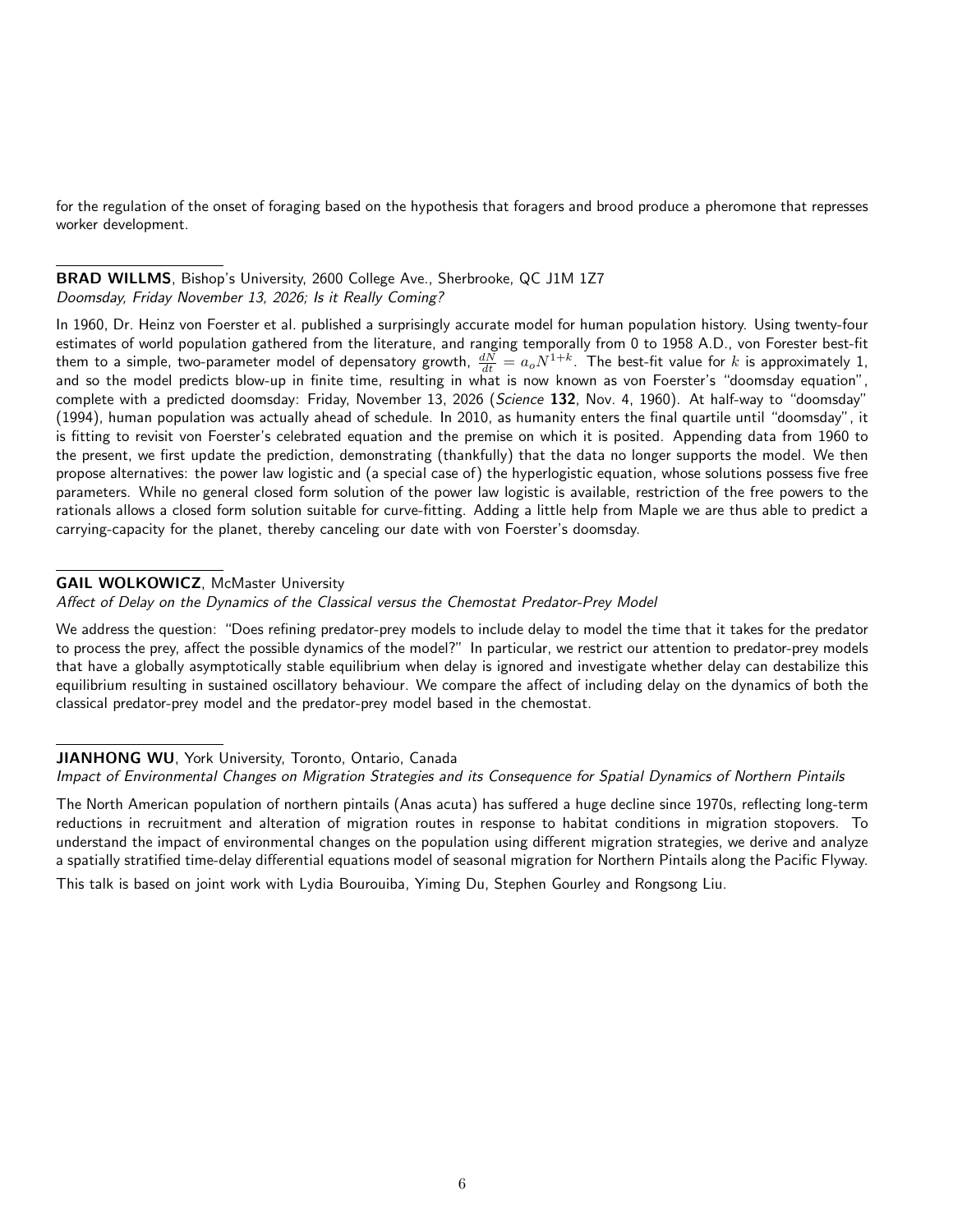for the regulation of the onset of foraging based on the hypothesis that foragers and brood produce a pheromone that represses worker development.

**BRAD WILLMS**, Bishop's University, 2600 College Ave., Sherbrooke, QC J1M 1Z7
*Doomsday, Friday November 13, 2026; Is it Really Coming?*

In 1960, Dr. Heinz von Foerster et al. published a surprisingly accurate model for human population history. Using twenty-four estimates of world population gathered from the literature, and ranging temporally from 0 to 1958 A.D., von Forester best-fit them to a simple, two-parameter model of depensatory growth, $\frac{dN}{dt} = a_o N^{1+k}$. The best-fit value for $k$ is approximately 1, and so the model predicts blow-up in finite time, resulting in what is now known as von Foerster's "doomsday equation", complete with a predicted doomsday: Friday, November 13, 2026 (*Science* **132**, Nov. 4, 1960). At half-way to "doomsday" (1994), human population was actually ahead of schedule. In 2010, as humanity enters the final quartile until "doomsday", it is fitting to revisit von Foerster's celebrated equation and the premise on which it is posited. Appending data from 1960 to the present, we first update the prediction, demonstrating (thankfully) that the data no longer supports the model. We then propose alternatives: the power law logistic and (a special case of) the hyperlogistic equation, whose solutions possess five free parameters. While no general closed form solution of the power law logistic is available, restriction of the free powers to the rationals allows a closed form solution suitable for curve-fitting. Adding a little help from Maple we are thus able to predict a carrying-capacity for the planet, thereby canceling our date with von Foerster's doomsday.

**GAIL WOLKOWICZ**, McMaster University
*Affect of Delay on the Dynamics of the Classical versus the Chemostat Predator-Prey Model*

We address the question: "Does refining predator-prey models to include delay to model the time that it takes for the predator to process the prey, affect the possible dynamics of the model?" In particular, we restrict our attention to predator-prey models that have a globally asymptotically stable equilibrium when delay is ignored and investigate whether delay can destabilize this equilibrium resulting in sustained oscillatory behaviour. We compare the affect of including delay on the dynamics of both the classical predator-prey model and the predator-prey model based in the chemostat.

**JIANHONG WU**, York University, Toronto, Ontario, Canada
*Impact of Environmental Changes on Migration Strategies and its Consequence for Spatial Dynamics of Northern Pintails*

The North American population of northern pintails (Anas acuta) has suffered a huge decline since 1970s, reflecting long-term reductions in recruitment and alteration of migration routes in response to habitat conditions in migration stopovers. To understand the impact of environmental changes on the population using different migration strategies, we derive and analyze a spatially stratified time-delay differential equations model of seasonal migration for Northern Pintails along the Pacific Flyway.

This talk is based on joint work with Lydia Bourouiba, Yiming Du, Stephen Gourley and Rongsong Liu.